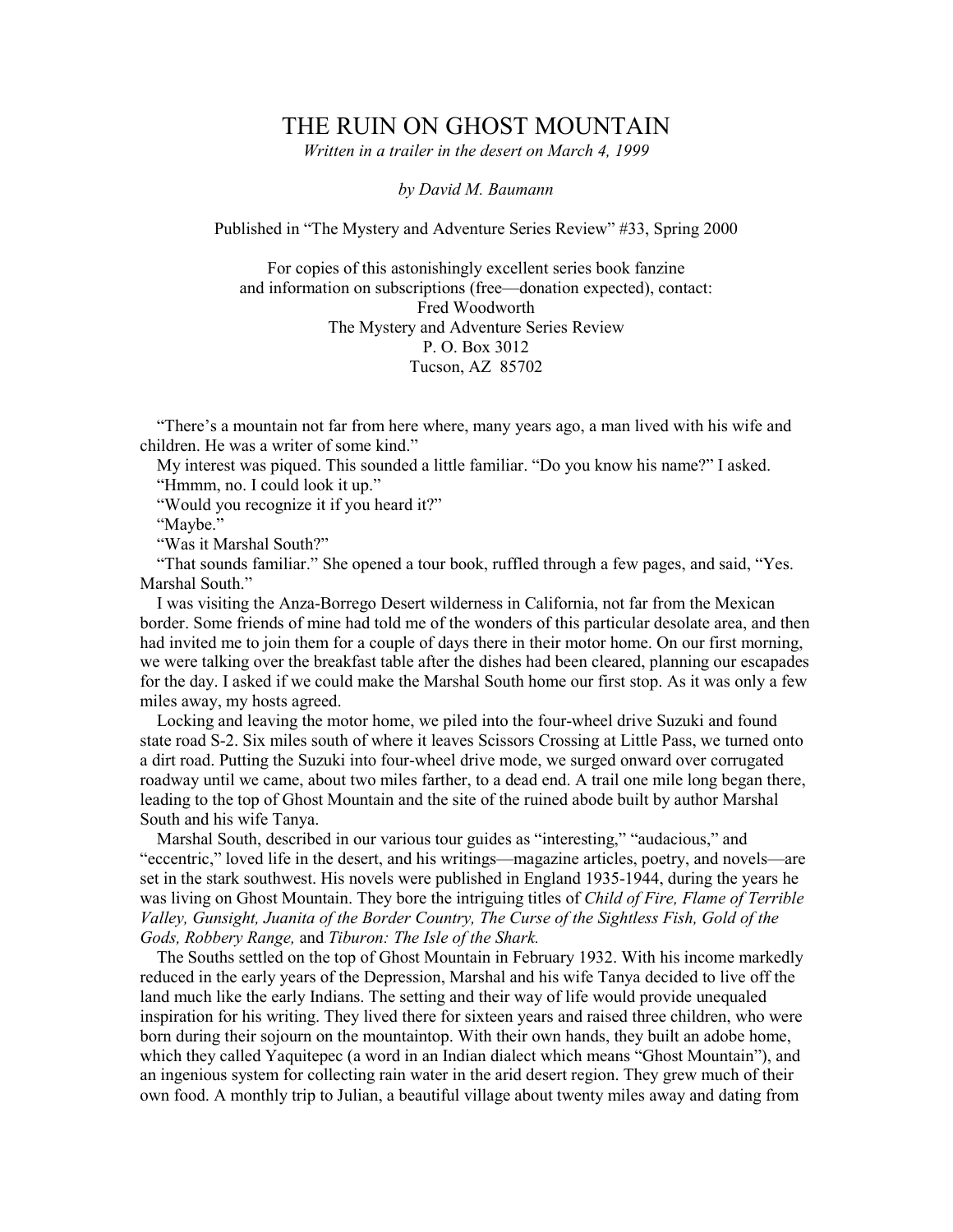# THE RUIN ON GHOST MOUNTAIN

*Written in a trailer in the desert on March 4, 1999*

*by David M. Baumann*

Published in "The Mystery and Adventure Series Review" #33, Spring 2000

For copies of this astonishingly excellent series book fanzine
and information on subscriptions (free—donation expected), contact:
Fred Woodworth
The Mystery and Adventure Series Review
P. O. Box 3012
Tucson, AZ 85702

"There's a mountain not far from here where, many years ago, a man lived with his wife and children. He was a writer of some kind."

My interest was piqued. This sounded a little familiar. "Do you know his name?" I asked.

"Hmmm, no. I could look it up."

"Would you recognize it if you heard it?"

"Maybe."

"Was it Marshal South?"

"That sounds familiar." She opened a tour book, ruffled through a few pages, and said, "Yes. Marshal South."

I was visiting the Anza-Borrego Desert wilderness in California, not far from the Mexican border. Some friends of mine had told me of the wonders of this particular desolate area, and then had invited me to join them for a couple of days there in their motor home. On our first morning, we were talking over the breakfast table after the dishes had been cleared, planning our escapades for the day. I asked if we could make the Marshal South home our first stop. As it was only a few miles away, my hosts agreed.

Locking and leaving the motor home, we piled into the four-wheel drive Suzuki and found state road S-2. Six miles south of where it leaves Scissors Crossing at Little Pass, we turned onto a dirt road. Putting the Suzuki into four-wheel drive mode, we surged onward over corrugated roadway until we came, about two miles farther, to a dead end. A trail one mile long began there, leading to the top of Ghost Mountain and the site of the ruined abode built by author Marshal South and his wife Tanya.

Marshal South, described in our various tour guides as "interesting," "audacious," and "eccentric," loved life in the desert, and his writings—magazine articles, poetry, and novels—are set in the stark southwest. His novels were published in England 1935-1944, during the years he was living on Ghost Mountain. They bore the intriguing titles of *Child of Fire, Flame of Terrible Valley, Gunsight, Juanita of the Border Country, The Curse of the Sightless Fish, Gold of the Gods, Robbery Range,* and *Tiburon: The Isle of the Shark.*

The Souths settled on the top of Ghost Mountain in February 1932. With his income markedly reduced in the early years of the Depression, Marshal and his wife Tanya decided to live off the land much like the early Indians. The setting and their way of life would provide unequaled inspiration for his writing. They lived there for sixteen years and raised three children, who were born during their sojourn on the mountaintop. With their own hands, they built an adobe home, which they called Yaquitepec (a word in an Indian dialect which means "Ghost Mountain"), and an ingenious system for collecting rain water in the arid desert region. They grew much of their own food. A monthly trip to Julian, a beautiful village about twenty miles away and dating from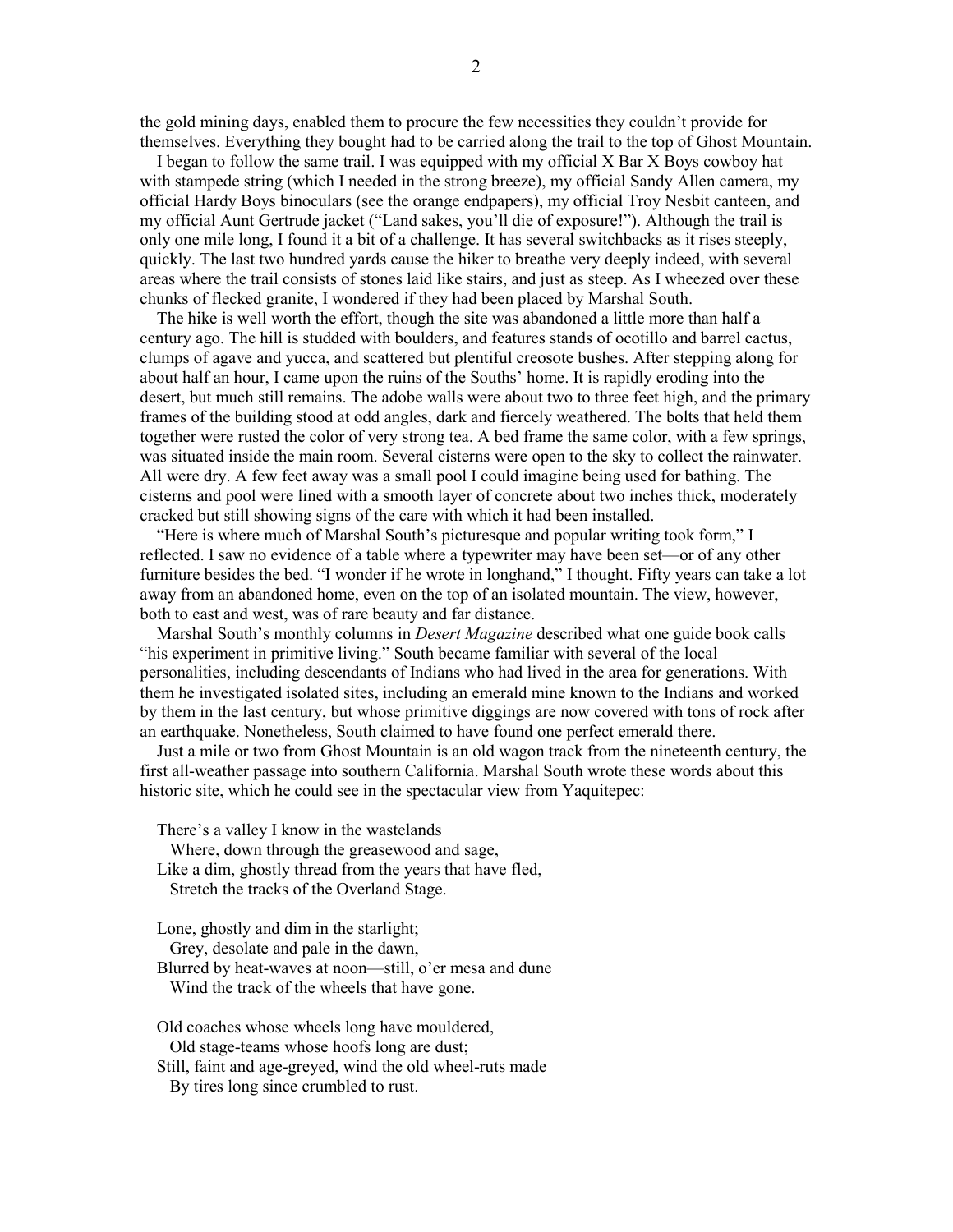the gold mining days, enabled them to procure the few necessities they couldn't provide for themselves. Everything they bought had to be carried along the trail to the top of Ghost Mountain.

I began to follow the same trail. I was equipped with my official X Bar X Boys cowboy hat with stampede string (which I needed in the strong breeze), my official Sandy Allen camera, my official Hardy Boys binoculars (see the orange endpapers), my official Troy Nesbit canteen, and my official Aunt Gertrude jacket ("Land sakes, you'll die of exposure!"). Although the trail is only one mile long, I found it a bit of a challenge. It has several switchbacks as it rises steeply, quickly. The last two hundred yards cause the hiker to breathe very deeply indeed, with several areas where the trail consists of stones laid like stairs, and just as steep. As I wheezed over these chunks of flecked granite, I wondered if they had been placed by Marshal South.

The hike is well worth the effort, though the site was abandoned a little more than half a century ago. The hill is studded with boulders, and features stands of ocotillo and barrel cactus, clumps of agave and yucca, and scattered but plentiful creosote bushes. After stepping along for about half an hour, I came upon the ruins of the Souths' home. It is rapidly eroding into the desert, but much still remains. The adobe walls were about two to three feet high, and the primary frames of the building stood at odd angles, dark and fiercely weathered. The bolts that held them together were rusted the color of very strong tea. A bed frame the same color, with a few springs, was situated inside the main room. Several cisterns were open to the sky to collect the rainwater. All were dry. A few feet away was a small pool I could imagine being used for bathing. The cisterns and pool were lined with a smooth layer of concrete about two inches thick, moderately cracked but still showing signs of the care with which it had been installed.

"Here is where much of Marshal South's picturesque and popular writing took form," I reflected. I saw no evidence of a table where a typewriter may have been set—or of any other furniture besides the bed. "I wonder if he wrote in longhand," I thought. Fifty years can take a lot away from an abandoned home, even on the top of an isolated mountain. The view, however, both to east and west, was of rare beauty and far distance.

Marshal South's monthly columns in *Desert Magazine* described what one guide book calls "his experiment in primitive living." South became familiar with several of the local personalities, including descendants of Indians who had lived in the area for generations. With them he investigated isolated sites, including an emerald mine known to the Indians and worked by them in the last century, but whose primitive diggings are now covered with tons of rock after an earthquake. Nonetheless, South claimed to have found one perfect emerald there.

Just a mile or two from Ghost Mountain is an old wagon track from the nineteenth century, the first all-weather passage into southern California. Marshal South wrote these words about this historic site, which he could see in the spectacular view from Yaquitepec:

> There's a valley I know in the wastelands
> Where, down through the greasewood and sage,
> Like a dim, ghostly thread from the years that have fled,
> Stretch the tracks of the Overland Stage.
>
> Lone, ghostly and dim in the starlight;
> Grey, desolate and pale in the dawn,
> Blurred by heat-waves at noon—still, o'er mesa and dune
> Wind the track of the wheels that have gone.
>
> Old coaches whose wheels long have mouldered,
> Old stage-teams whose hoofs long are dust;
> Still, faint and age-greyed, wind the old wheel-ruts made
> By tires long since crumbled to rust.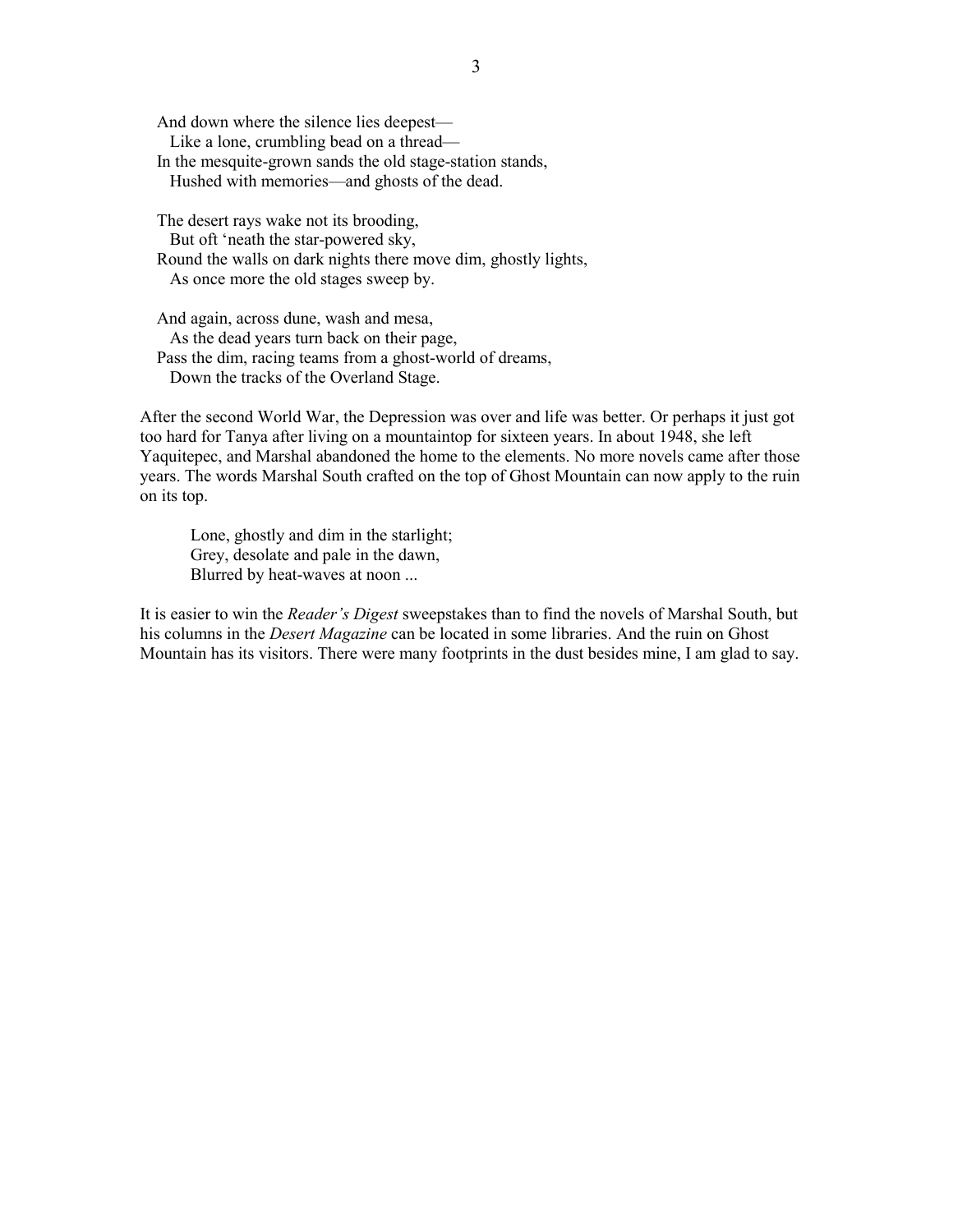And down where the silence lies deepest—  
  Like a lone, crumbling bead on a thread—  
In the mesquite-grown sands the old stage-station stands,  
  Hushed with memories—and ghosts of the dead.

The desert rays wake not its brooding,  
  But oft 'neath the star-powered sky,  
Round the walls on dark nights there move dim, ghostly lights,  
  As once more the old stages sweep by.

And again, across dune, wash and mesa,  
  As the dead years turn back on their page,  
Pass the dim, racing teams from a ghost-world of dreams,  
  Down the tracks of the Overland Stage.

After the second World War, the Depression was over and life was better. Or perhaps it just got too hard for Tanya after living on a mountaintop for sixteen years. In about 1948, she left Yaquitepec, and Marshal abandoned the home to the elements. No more novels came after those years. The words Marshal South crafted on the top of Ghost Mountain can now apply to the ruin on its top.

> Lone, ghostly and dim in the starlight;  
> Grey, desolate and pale in the dawn,  
> Blurred by heat-waves at noon ...

It is easier to win the *Reader's Digest* sweepstakes than to find the novels of Marshal South, but his columns in the *Desert Magazine* can be located in some libraries. And the ruin on Ghost Mountain has its visitors. There were many footprints in the dust besides mine, I am glad to say.